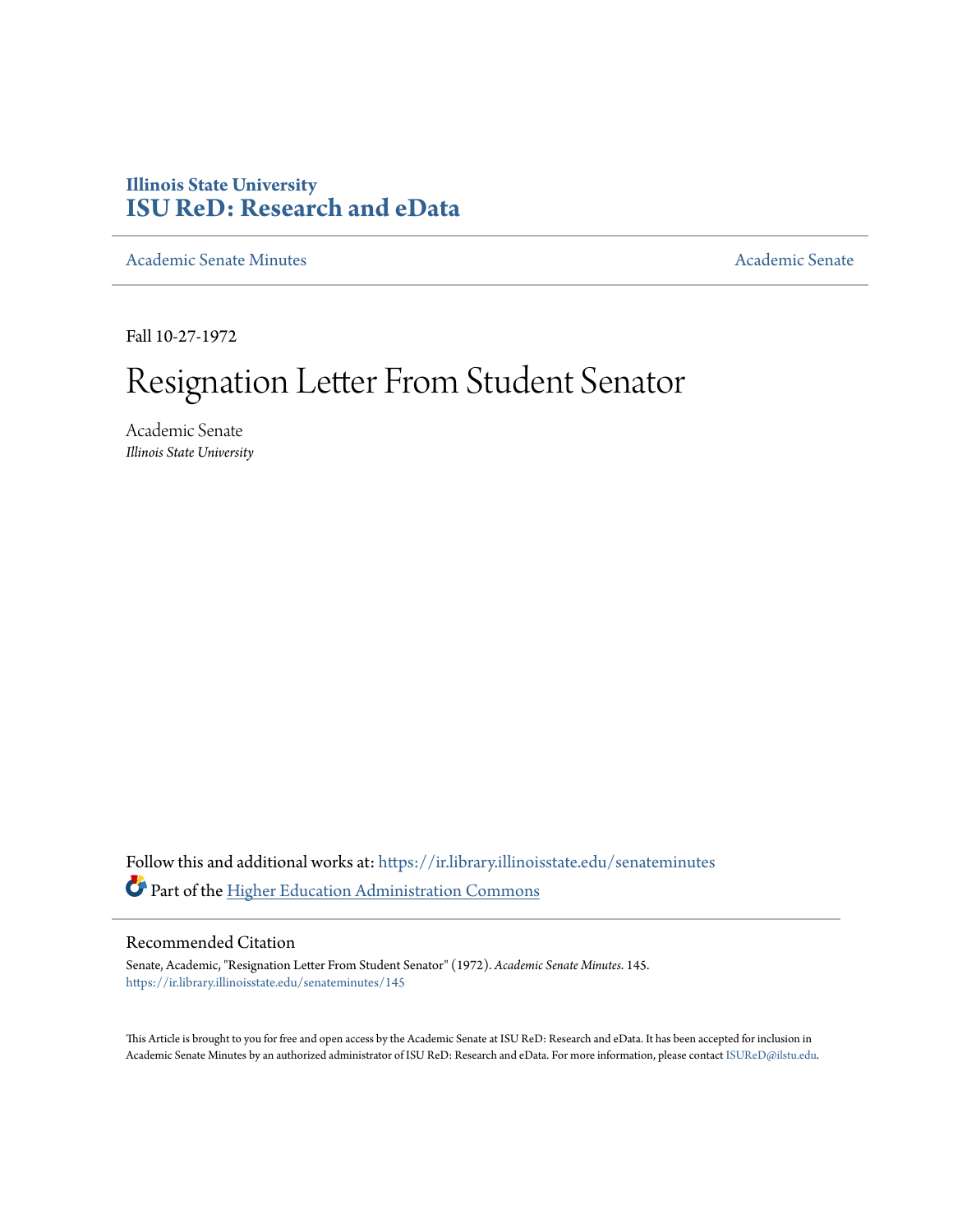Illinois State University
**ISU ReD: Research and eData**

Academic Senate Minutes | Academic Senate

Fall 10-27-1972

# Resignation Letter From Student Senator

Academic Senate
*Illinois State University*

Follow this and additional works at: https://ir.library.illinoisstate.edu/senateminutes

Part of the Higher Education Administration Commons

## Recommended Citation

Senate, Academic, "Resignation Letter From Student Senator" (1972). *Academic Senate Minutes*. 145.
https://ir.library.illinoisstate.edu/senateminutes/145

This Article is brought to you for free and open access by the Academic Senate at ISU ReD: Research and eData. It has been accepted for inclusion in Academic Senate Minutes by an authorized administrator of ISU ReD: Research and eData. For more information, please contact ISUReD@ilstu.edu.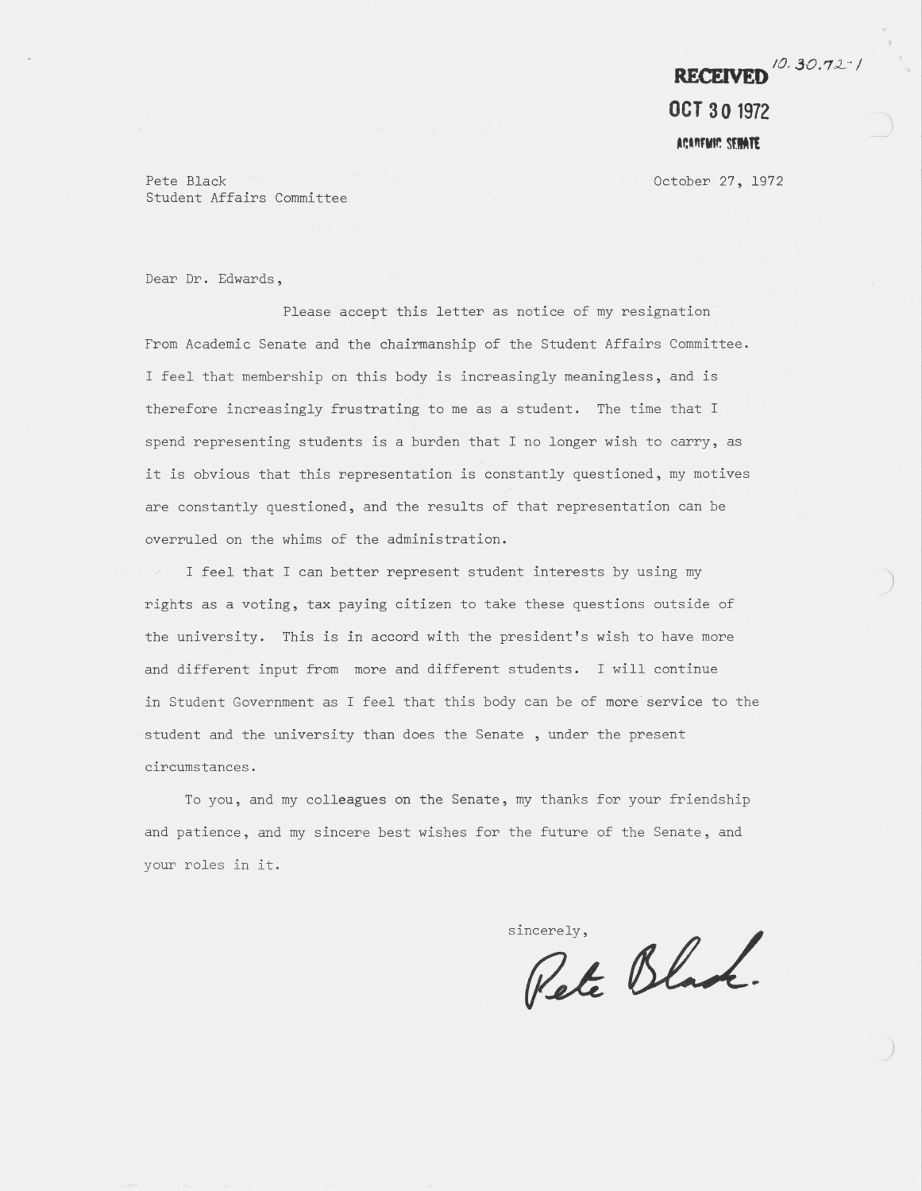RECEIVED 10.30.72-1

OCT 30 1972

ACADEMIC SENATE

Pete Black
Student Affairs Committee

October 27, 1972

Dear Dr. Edwards,

Please accept this letter as notice of my resignation From Academic Senate and the chairmanship of the Student Affairs Committee. I feel that membership on this body is increasingly meaningless, and is therefore increasingly frustrating to me as a student. The time that I spend representing students is a burden that I no longer wish to carry, as it is obvious that this representation is constantly questioned, my motives are constantly questioned, and the results of that representation can be overruled on the whims of the administration.

I feel that I can better represent student interests by using my rights as a voting, tax paying citizen to take these questions outside of the university. This is in accord with the president's wish to have more and different input from more and different students. I will continue in Student Government as I feel that this body can be of more service to the student and the university than does the Senate , under the present circumstances.

To you, and my colleagues on the Senate, my thanks for your friendship and patience, and my sincere best wishes for the future of the Senate, and your roles in it.

sincerely,

Pete Black.